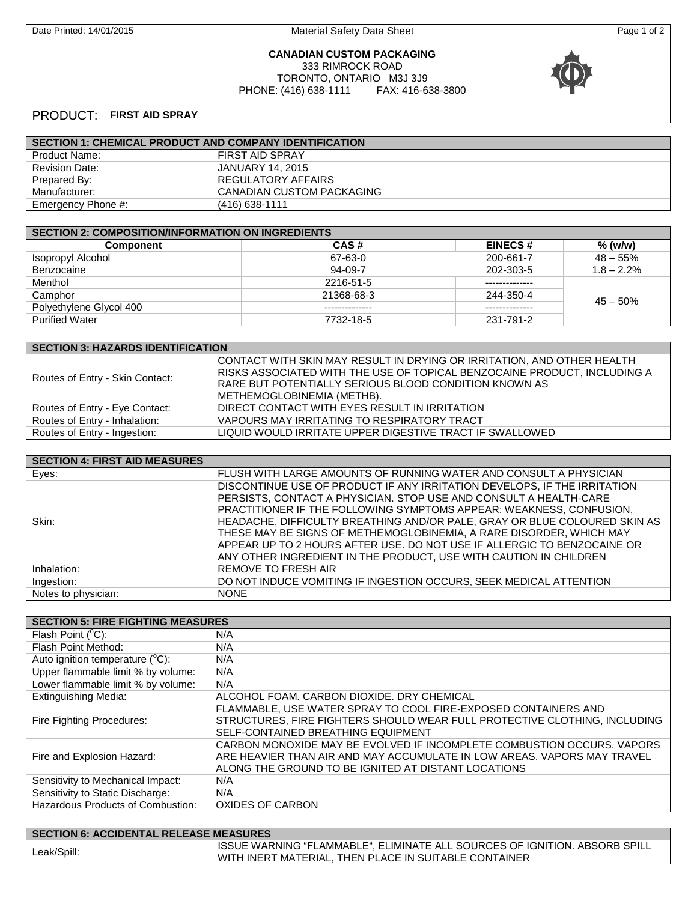Material Safety Data Sheet

**CANADIAN CUSTOM PACKAGING**
333 RIMROCK ROAD
TORONTO, ONTARIO M3J 3J9
PHONE: (416) 638-1111 FAX: 416-638-3800

PRODUCT: **FIRST AID SPRAY**

| SECTION 1: CHEMICAL PRODUCT AND COMPANY IDENTIFICATION | |
|---|---|
| Product Name: | FIRST AID SPRAY |
| Revision Date: | JANUARY 14, 2015 |
| Prepared By: | REGULATORY AFFAIRS |
| Manufacturer: | CANADIAN CUSTOM PACKAGING |
| Emergency Phone #: | (416) 638-1111 |

| SECTION 2: COMPOSITION/INFORMATION ON INGREDIENTS | | | |
|---|---|---|---|
| **Component** | **CAS #** | **EINECS #** | **% (w/w)** |
| Isopropyl Alcohol | 67-63-0 | 200-661-7 | 48 – 55% |
| Benzocaine | 94-09-7 | 202-303-5 | 1.8 – 2.2% |
| Menthol | 2216-51-5 | ------------- | 45 – 50% |
| Camphor | 21368-68-3 | 244-350-4 | |
| Polyethylene Glycol 400 | -------------- | ------------- | |
| Purified Water | 7732-18-5 | 231-791-2 | |

| SECTION 3: HAZARDS IDENTIFICATION | |
|---|---|
| Routes of Entry - Skin Contact: | CONTACT WITH SKIN MAY RESULT IN DRYING OR IRRITATION, AND OTHER HEALTH RISKS ASSOCIATED WITH THE USE OF TOPICAL BENZOCAINE PRODUCT, INCLUDING A RARE BUT POTENTIALLY SERIOUS BLOOD CONDITION KNOWN AS METHEMOGLOBINEMIA (METHB). |
| Routes of Entry - Eye Contact: | DIRECT CONTACT WITH EYES RESULT IN IRRITATION |
| Routes of Entry - Inhalation: | VAPOURS MAY IRRITATING TO RESPIRATORY TRACT |
| Routes of Entry - Ingestion: | LIQUID WOULD IRRITATE UPPER DIGESTIVE TRACT IF SWALLOWED |

| SECTION 4: FIRST AID MEASURES | |
|---|---|
| Eyes: | FLUSH WITH LARGE AMOUNTS OF RUNNING WATER AND CONSULT A PHYSICIAN |
| Skin: | DISCONTINUE USE OF PRODUCT IF ANY IRRITATION DEVELOPS, IF THE IRRITATION PERSISTS, CONTACT A PHYSICIAN. STOP USE AND CONSULT A HEALTH-CARE PRACTITIONER IF THE FOLLOWING SYMPTOMS APPEAR: WEAKNESS, CONFUSION, HEADACHE, DIFFICULTY BREATHING AND/OR PALE, GRAY OR BLUE COLOURED SKIN AS THESE MAY BE SIGNS OF METHEMOGLOBINEMIA, A RARE DISORDER, WHICH MAY APPEAR UP TO 2 HOURS AFTER USE. DO NOT USE IF ALLERGIC TO BENZOCAINE OR ANY OTHER INGREDIENT IN THE PRODUCT, USE WITH CAUTION IN CHILDREN |
| Inhalation: | REMOVE TO FRESH AIR |
| Ingestion: | DO NOT INDUCE VOMITING IF INGESTION OCCURS, SEEK MEDICAL ATTENTION |
| Notes to physician: | NONE |

| SECTION 5: FIRE FIGHTING MEASURES | |
|---|---|
| Flash Point (°C): | N/A |
| Flash Point Method: | N/A |
| Auto ignition temperature (°C): | N/A |
| Upper flammable limit % by volume: | N/A |
| Lower flammable limit % by volume: | N/A |
| Extinguishing Media: | ALCOHOL FOAM. CARBON DIOXIDE. DRY CHEMICAL |
| Fire Fighting Procedures: | FLAMMABLE, USE WATER SPRAY TO COOL FIRE-EXPOSED CONTAINERS AND STRUCTURES, FIRE FIGHTERS SHOULD WEAR FULL PROTECTIVE CLOTHING, INCLUDING SELF-CONTAINED BREATHING EQUIPMENT |
| Fire and Explosion Hazard: | CARBON MONOXIDE MAY BE EVOLVED IF INCOMPLETE COMBUSTION OCCURS. VAPORS ARE HEAVIER THAN AIR AND MAY ACCUMULATE IN LOW AREAS. VAPORS MAY TRAVEL ALONG THE GROUND TO BE IGNITED AT DISTANT LOCATIONS |
| Sensitivity to Mechanical Impact: | N/A |
| Sensitivity to Static Discharge: | N/A |
| Hazardous Products of Combustion: | OXIDES OF CARBON |

| SECTION 6: ACCIDENTAL RELEASE MEASURES | |
|---|---|
| Leak/Spill: | ISSUE WARNING "FLAMMABLE", ELIMINATE ALL SOURCES OF IGNITION. ABSORB SPILL WITH INERT MATERIAL, THEN PLACE IN SUITABLE CONTAINER |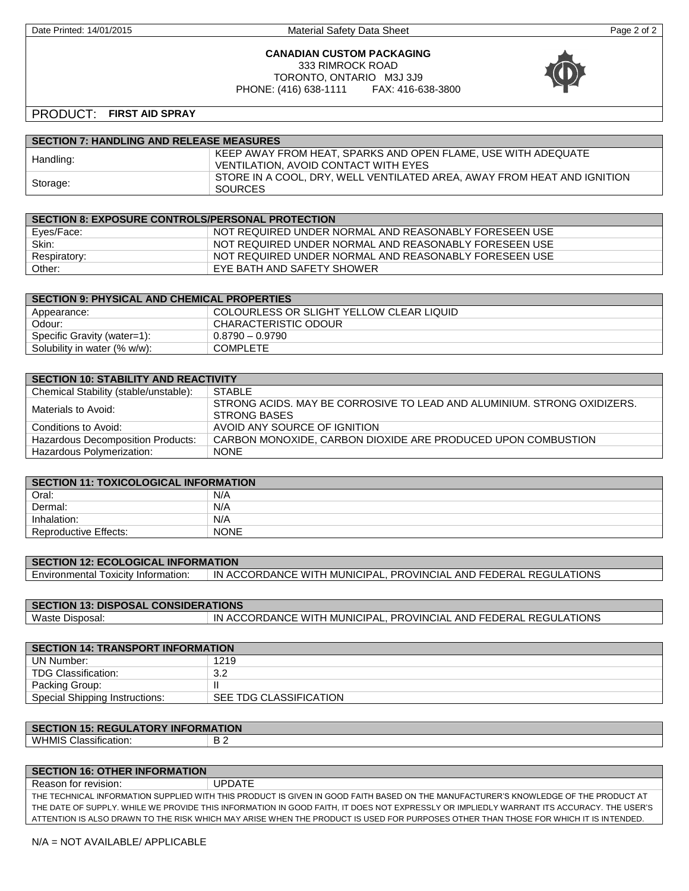**CANADIAN CUSTOM PACKAGING**
333 RIMROCK ROAD
TORONTO, ONTARIO M3J 3J9
PHONE: (416) 638-1111 FAX: 416-638-3800

PRODUCT: **FIRST AID SPRAY**

| SECTION 7: HANDLING AND RELEASE MEASURES | |
|---|---|
| Handling: | KEEP AWAY FROM HEAT, SPARKS AND OPEN FLAME, USE WITH ADEQUATE VENTILATION, AVOID CONTACT WITH EYES |
| Storage: | STORE IN A COOL, DRY, WELL VENTILATED AREA, AWAY FROM HEAT AND IGNITION SOURCES |

| SECTION 8: EXPOSURE CONTROLS/PERSONAL PROTECTION | |
|---|---|
| Eyes/Face: | NOT REQUIRED UNDER NORMAL AND REASONABLY FORESEEN USE |
| Skin: | NOT REQUIRED UNDER NORMAL AND REASONABLY FORESEEN USE |
| Respiratory: | NOT REQUIRED UNDER NORMAL AND REASONABLY FORESEEN USE |
| Other: | EYE BATH AND SAFETY SHOWER |

| SECTION 9: PHYSICAL AND CHEMICAL PROPERTIES | |
|---|---|
| Appearance: | COLOURLESS OR SLIGHT YELLOW CLEAR LIQUID |
| Odour: | CHARACTERISTIC ODOUR |
| Specific Gravity (water=1): | 0.8790 – 0.9790 |
| Solubility in water (% w/w): | COMPLETE |

| SECTION 10: STABILITY AND REACTIVITY | |
|---|---|
| Chemical Stability (stable/unstable): | STABLE |
| Materials to Avoid: | STRONG ACIDS. MAY BE CORROSIVE TO LEAD AND ALUMINIUM. STRONG OXIDIZERS. STRONG BASES |
| Conditions to Avoid: | AVOID ANY SOURCE OF IGNITION |
| Hazardous Decomposition Products: | CARBON MONOXIDE, CARBON DIOXIDE ARE PRODUCED UPON COMBUSTION |
| Hazardous Polymerization: | NONE |

| SECTION 11: TOXICOLOGICAL INFORMATION | |
|---|---|
| Oral: | N/A |
| Dermal: | N/A |
| Inhalation: | N/A |
| Reproductive Effects: | NONE |

| SECTION 12: ECOLOGICAL INFORMATION | |
|---|---|
| Environmental Toxicity Information: | IN ACCORDANCE WITH MUNICIPAL, PROVINCIAL AND FEDERAL REGULATIONS |

| SECTION 13: DISPOSAL CONSIDERATIONS | |
|---|---|
| Waste Disposal: | IN ACCORDANCE WITH MUNICIPAL, PROVINCIAL AND FEDERAL REGULATIONS |

| SECTION 14: TRANSPORT INFORMATION | |
|---|---|
| UN Number: | 1219 |
| TDG Classification: | 3.2 |
| Packing Group: | II |
| Special Shipping Instructions: | SEE TDG CLASSIFICATION |

| SECTION 15: REGULATORY INFORMATION | |
|---|---|
| WHMIS Classification: | B 2 |

| SECTION 16: OTHER INFORMATION | |
|---|---|
| Reason for revision: | UPDATE |

THE TECHNICAL INFORMATION SUPPLIED WITH THIS PRODUCT IS GIVEN IN GOOD FAITH BASED ON THE MANUFACTURER'S KNOWLEDGE OF THE PRODUCT AT THE DATE OF SUPPLY. WHILE WE PROVIDE THIS INFORMATION IN GOOD FAITH, IT DOES NOT EXPRESSLY OR IMPLIEDLY WARRANT ITS ACCURACY. THE USER'S ATTENTION IS ALSO DRAWN TO THE RISK WHICH MAY ARISE WHEN THE PRODUCT IS USED FOR PURPOSES OTHER THAN THOSE FOR WHICH IT IS INTENDED.

N/A = NOT AVAILABLE/ APPLICABLE